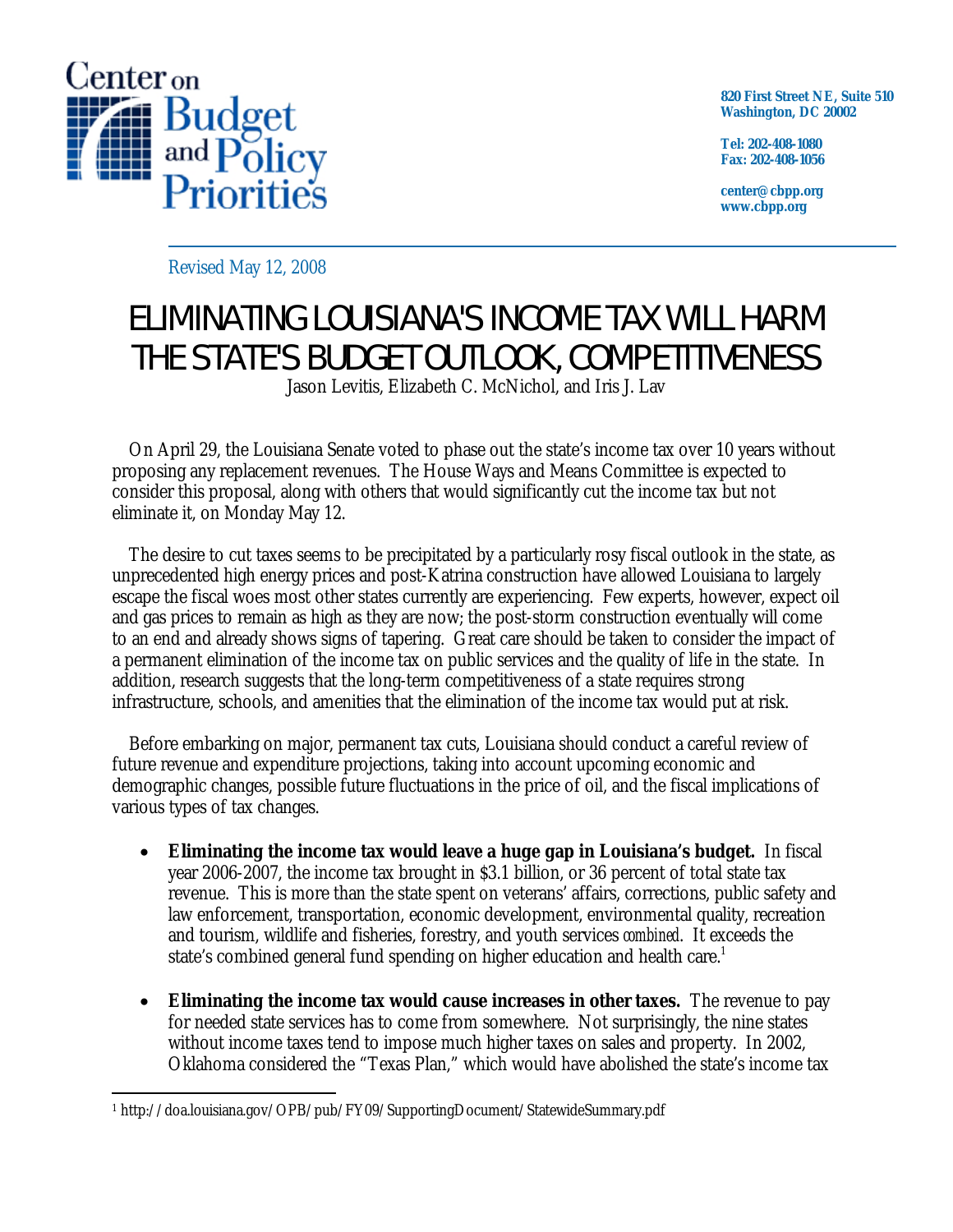Center on Budget and Policy Priorities

820 First Street NE, Suite 510
Washington, DC 20002

Tel: 202-408-1080
Fax: 202-408-1056

center@cbpp.org
www.cbpp.org

Revised May 12, 2008

# ELIMINATING LOUISIANA'S INCOME TAX WILL HARM THE STATE'S BUDGET OUTLOOK, COMPETITIVENESS

Jason Levitis, Elizabeth C. McNichol, and Iris J. Lav

On April 29, the Louisiana Senate voted to phase out the state's income tax over 10 years without proposing any replacement revenues. The House Ways and Means Committee is expected to consider this proposal, along with others that would significantly cut the income tax but not eliminate it, on Monday May 12.

The desire to cut taxes seems to be precipitated by a particularly rosy fiscal outlook in the state, as unprecedented high energy prices and post-Katrina construction have allowed Louisiana to largely escape the fiscal woes most other states currently are experiencing. Few experts, however, expect oil and gas prices to remain as high as they are now; the post-storm construction eventually will come to an end and already shows signs of tapering. Great care should be taken to consider the impact of a permanent elimination of the income tax on public services and the quality of life in the state. In addition, research suggests that the long-term competitiveness of a state requires strong infrastructure, schools, and amenities that the elimination of the income tax would put at risk.

Before embarking on major, permanent tax cuts, Louisiana should conduct a careful review of future revenue and expenditure projections, taking into account upcoming economic and demographic changes, possible future fluctuations in the price of oil, and the fiscal implications of various types of tax changes.

- **Eliminating the income tax would leave a huge gap in Louisiana's budget.** In fiscal year 2006-2007, the income tax brought in $3.1 billion, or 36 percent of total state tax revenue. This is more than the state spent on veterans' affairs, corrections, public safety and law enforcement, transportation, economic development, environmental quality, recreation and tourism, wildlife and fisheries, forestry, and youth services *combined*. It exceeds the state's combined general fund spending on higher education and health care.[1]

- **Eliminating the income tax would cause increases in other taxes.** The revenue to pay for needed state services has to come from somewhere. Not surprisingly, the nine states without income taxes tend to impose much higher taxes on sales and property. In 2002, Oklahoma considered the "Texas Plan," which would have abolished the state's income tax

[1] http://doa.louisiana.gov/OPB/pub/FY09/SupportingDocument/StatewideSummary.pdf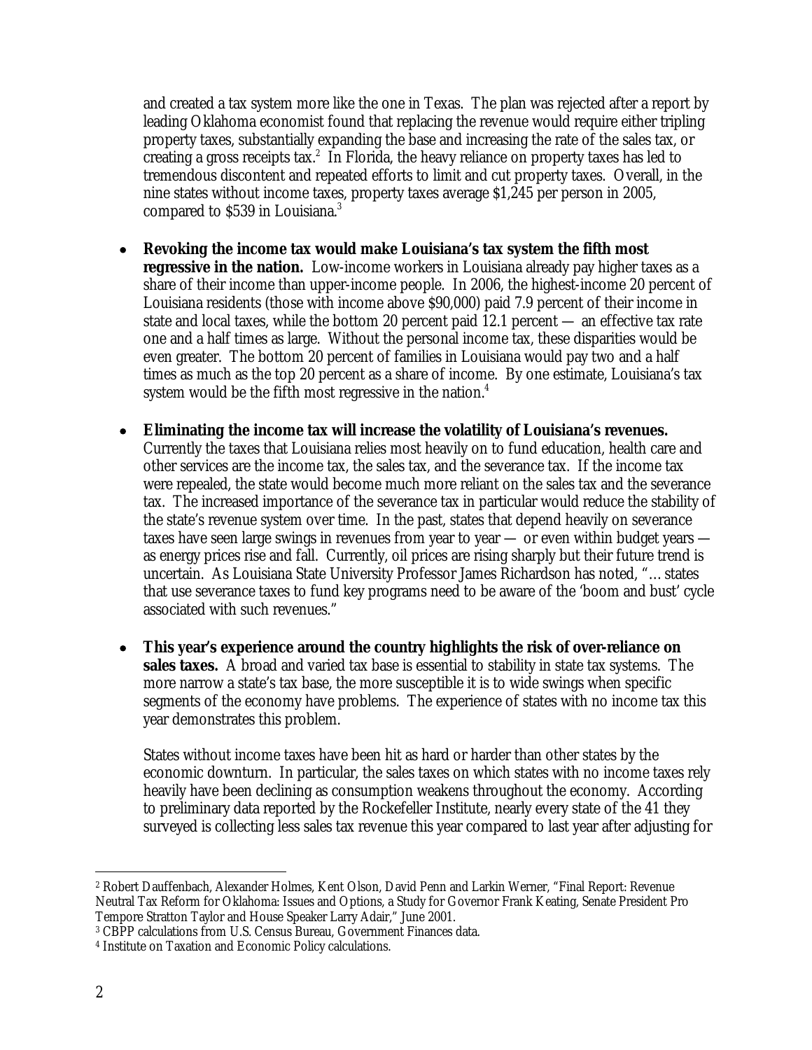and created a tax system more like the one in Texas. The plan was rejected after a report by leading Oklahoma economist found that replacing the revenue would require either tripling property taxes, substantially expanding the base and increasing the rate of the sales tax, or creating a gross receipts tax.[2] In Florida, the heavy reliance on property taxes has led to tremendous discontent and repeated efforts to limit and cut property taxes. Overall, in the nine states without income taxes, property taxes average $1,245 per person in 2005, compared to $539 in Louisiana.[3]

- **Revoking the income tax would make Louisiana's tax system the fifth most regressive in the nation.** Low-income workers in Louisiana already pay higher taxes as a share of their income than upper-income people. In 2006, the highest-income 20 percent of Louisiana residents (those with income above $90,000) paid 7.9 percent of their income in state and local taxes, while the bottom 20 percent paid 12.1 percent — an effective tax rate one and a half times as large. Without the personal income tax, these disparities would be even greater. The bottom 20 percent of families in Louisiana would pay two and a half times as much as the top 20 percent as a share of income. By one estimate, Louisiana's tax system would be the fifth most regressive in the nation.[4]

- **Eliminating the income tax will increase the volatility of Louisiana's revenues.** Currently the taxes that Louisiana relies most heavily on to fund education, health care and other services are the income tax, the sales tax, and the severance tax. If the income tax were repealed, the state would become much more reliant on the sales tax and the severance tax. The increased importance of the severance tax in particular would reduce the stability of the state's revenue system over time. In the past, states that depend heavily on severance taxes have seen large swings in revenues from year to year — or even within budget years — as energy prices rise and fall. Currently, oil prices are rising sharply but their future trend is uncertain. As Louisiana State University Professor James Richardson has noted, "… states that use severance taxes to fund key programs need to be aware of the 'boom and bust' cycle associated with such revenues."

- **This year's experience around the country highlights the risk of over-reliance on sales taxes.** A broad and varied tax base is essential to stability in state tax systems. The more narrow a state's tax base, the more susceptible it is to wide swings when specific segments of the economy have problems. The experience of states with no income tax this year demonstrates this problem.

  States without income taxes have been hit as hard or harder than other states by the economic downturn. In particular, the sales taxes on which states with no income taxes rely heavily have been declining as consumption weakens throughout the economy. According to preliminary data reported by the Rockefeller Institute, nearly every state of the 41 they surveyed is collecting less sales tax revenue this year compared to last year after adjusting for

---

[2] Robert Dauffenbach, Alexander Holmes, Kent Olson, David Penn and Larkin Werner, "Final Report: Revenue Neutral Tax Reform for Oklahoma: Issues and Options, a Study for Governor Frank Keating, Senate President Pro Tempore Stratton Taylor and House Speaker Larry Adair," June 2001.

[3] CBPP calculations from U.S. Census Bureau, Government Finances data.

[4] Institute on Taxation and Economic Policy calculations.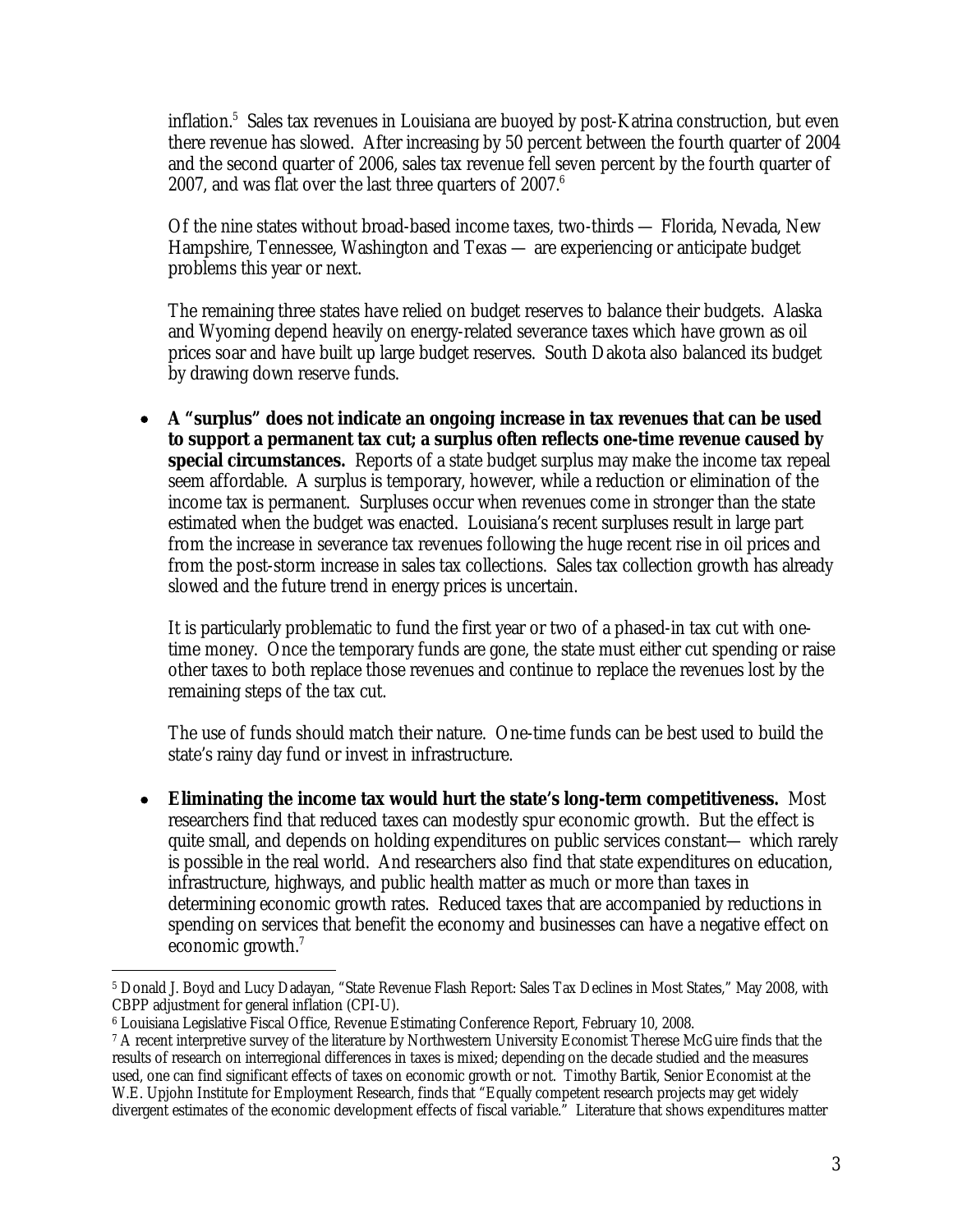inflation.[5] Sales tax revenues in Louisiana are buoyed by post-Katrina construction, but even there revenue has slowed. After increasing by 50 percent between the fourth quarter of 2004 and the second quarter of 2006, sales tax revenue fell seven percent by the fourth quarter of 2007, and was flat over the last three quarters of 2007.[6]

Of the nine states without broad-based income taxes, two-thirds — Florida, Nevada, New Hampshire, Tennessee, Washington and Texas — are experiencing or anticipate budget problems this year or next.

The remaining three states have relied on budget reserves to balance their budgets. Alaska and Wyoming depend heavily on energy-related severance taxes which have grown as oil prices soar and have built up large budget reserves. South Dakota also balanced its budget by drawing down reserve funds.

- **A "surplus" does not indicate an ongoing increase in tax revenues that can be used to support a permanent tax cut; a surplus often reflects one-time revenue caused by special circumstances.** Reports of a state budget surplus may make the income tax repeal seem affordable. A surplus is temporary, however, while a reduction or elimination of the income tax is permanent. Surpluses occur when revenues come in stronger than the state estimated when the budget was enacted. Louisiana's recent surpluses result in large part from the increase in severance tax revenues following the huge recent rise in oil prices and from the post-storm increase in sales tax collections. Sales tax collection growth has already slowed and the future trend in energy prices is uncertain.

  It is particularly problematic to fund the first year or two of a phased-in tax cut with one-time money. Once the temporary funds are gone, the state must either cut spending or raise other taxes to both replace those revenues and continue to replace the revenues lost by the remaining steps of the tax cut.

  The use of funds should match their nature. One-time funds can be best used to build the state's rainy day fund or invest in infrastructure.

- **Eliminating the income tax would hurt the state's long-term competitiveness.** Most researchers find that reduced taxes can modestly spur economic growth. But the effect is quite small, and depends on holding expenditures on public services constant— which rarely is possible in the real world. And researchers also find that state expenditures on education, infrastructure, highways, and public health matter as much or more than taxes in determining economic growth rates. Reduced taxes that are accompanied by reductions in spending on services that benefit the economy and businesses can have a negative effect on economic growth.[7]

---

[5] Donald J. Boyd and Lucy Dadayan, "State Revenue Flash Report: Sales Tax Declines in Most States," May 2008, with CBPP adjustment for general inflation (CPI-U).

[6] Louisiana Legislative Fiscal Office, Revenue Estimating Conference Report, February 10, 2008.

[7] A recent interpretive survey of the literature by Northwestern University Economist Therese McGuire finds that the results of research on interregional differences in taxes is mixed; depending on the decade studied and the measures used, one can find significant effects of taxes on economic growth or not. Timothy Bartik, Senior Economist at the W.E. Upjohn Institute for Employment Research, finds that "Equally competent research projects may get widely divergent estimates of the economic development effects of fiscal variable." Literature that shows expenditures matter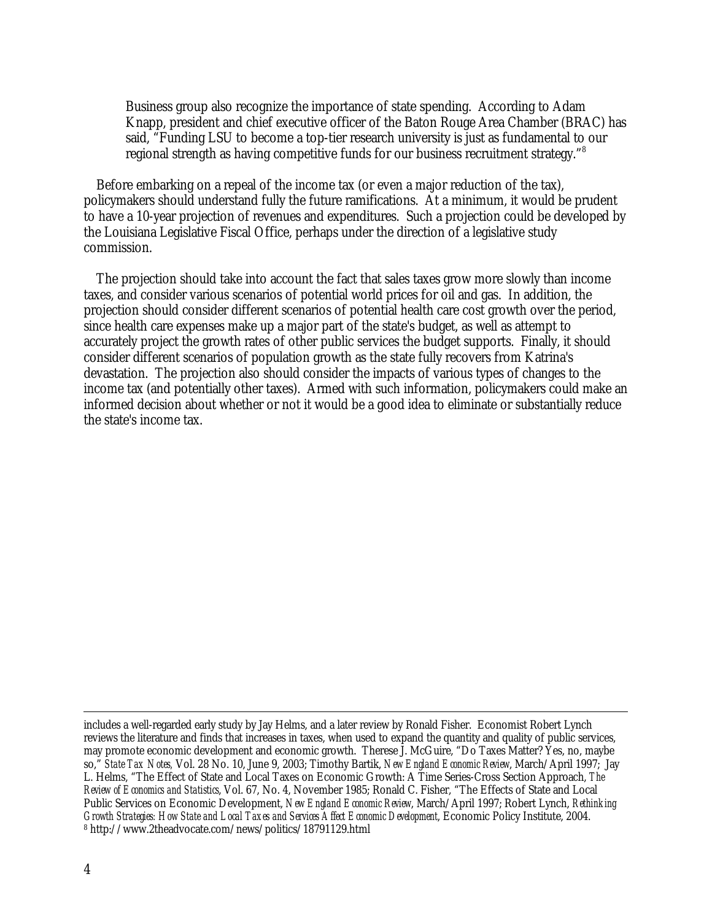> Business group also recognize the importance of state spending. According to Adam Knapp, president and chief executive officer of the Baton Rouge Area Chamber (BRAC) has said, "Funding LSU to become a top-tier research university is just as fundamental to our regional strength as having competitive funds for our business recruitment strategy."[8]

Before embarking on a repeal of the income tax (or even a major reduction of the tax), policymakers should understand fully the future ramifications. At a minimum, it would be prudent to have a 10-year projection of revenues and expenditures. Such a projection could be developed by the Louisiana Legislative Fiscal Office, perhaps under the direction of a legislative study commission.

The projection should take into account the fact that sales taxes grow more slowly than income taxes, and consider various scenarios of potential world prices for oil and gas. In addition, the projection should consider different scenarios of potential health care cost growth over the period, since health care expenses make up a major part of the state's budget, as well as attempt to accurately project the growth rates of other public services the budget supports. Finally, it should consider different scenarios of population growth as the state fully recovers from Katrina's devastation. The projection also should consider the impacts of various types of changes to the income tax (and potentially other taxes). Armed with such information, policymakers could make an informed decision about whether or not it would be a good idea to eliminate or substantially reduce the state's income tax.

---

includes a well-regarded early study by Jay Helms, and a later review by Ronald Fisher. Economist Robert Lynch reviews the literature and finds that increases in taxes, when used to expand the quantity and quality of public services, may promote economic development and economic growth. Therese J. McGuire, "Do Taxes Matter? Yes, no, maybe so," *State Tax Notes*, Vol. 28 No. 10, June 9, 2003; Timothy Bartik, *New England Economic Review*, March/April 1997; Jay L. Helms, "The Effect of State and Local Taxes on Economic Growth: A Time Series-Cross Section Approach, *The Review of Economics and Statistics*, Vol. 67, No. 4, November 1985; Ronald C. Fisher, "The Effects of State and Local Public Services on Economic Development, *New England Economic Review*, March/April 1997; Robert Lynch, *Rethinking Growth Strategies: How State and Local Taxes and Services Affect Economic Development*, Economic Policy Institute, 2004.

[8] http://www.2theadvocate.com/news/politics/18791129.html